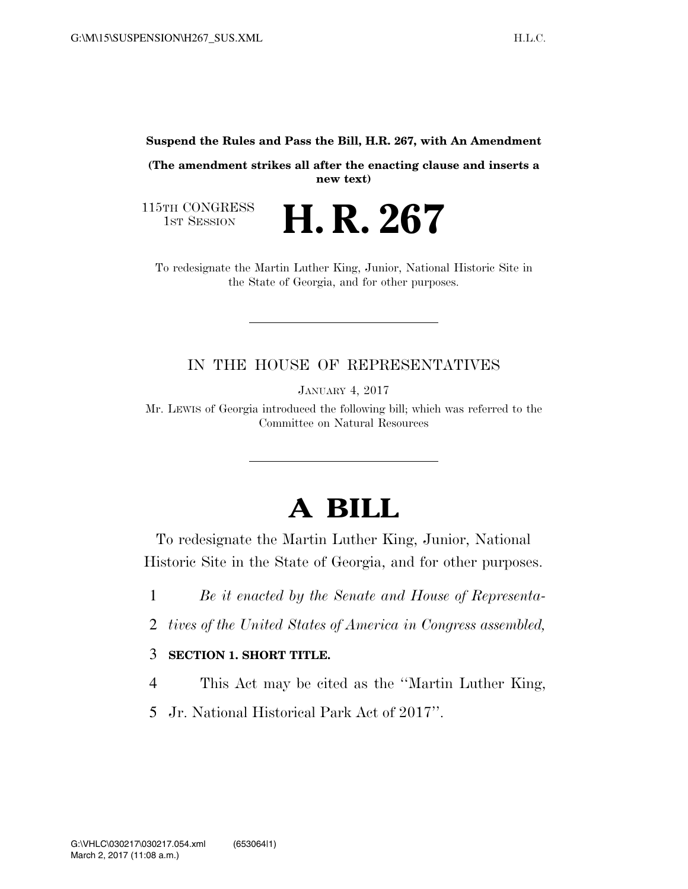**Suspend the Rules and Pass the Bill, H.R. 267, with An Amendment**

**(The amendment strikes all after the enacting clause and inserts a new text)**

115TH CONGRESS
1ST SESSION

# H. R. 267

To redesignate the Martin Luther King, Junior, National Historic Site in the State of Georgia, and for other purposes.

---

IN THE HOUSE OF REPRESENTATIVES

JANUARY 4, 2017

Mr. LEWIS of Georgia introduced the following bill; which was referred to the Committee on Natural Resources

---

# A BILL

To redesignate the Martin Luther King, Junior, National Historic Site in the State of Georgia, and for other purposes.

1 *Be it enacted by the Senate and House of Representa-*
2 *tives of the United States of America in Congress assembled,*

3 **SECTION 1. SHORT TITLE.**

4 This Act may be cited as the ''Martin Luther King,
5 Jr. National Historical Park Act of 2017''.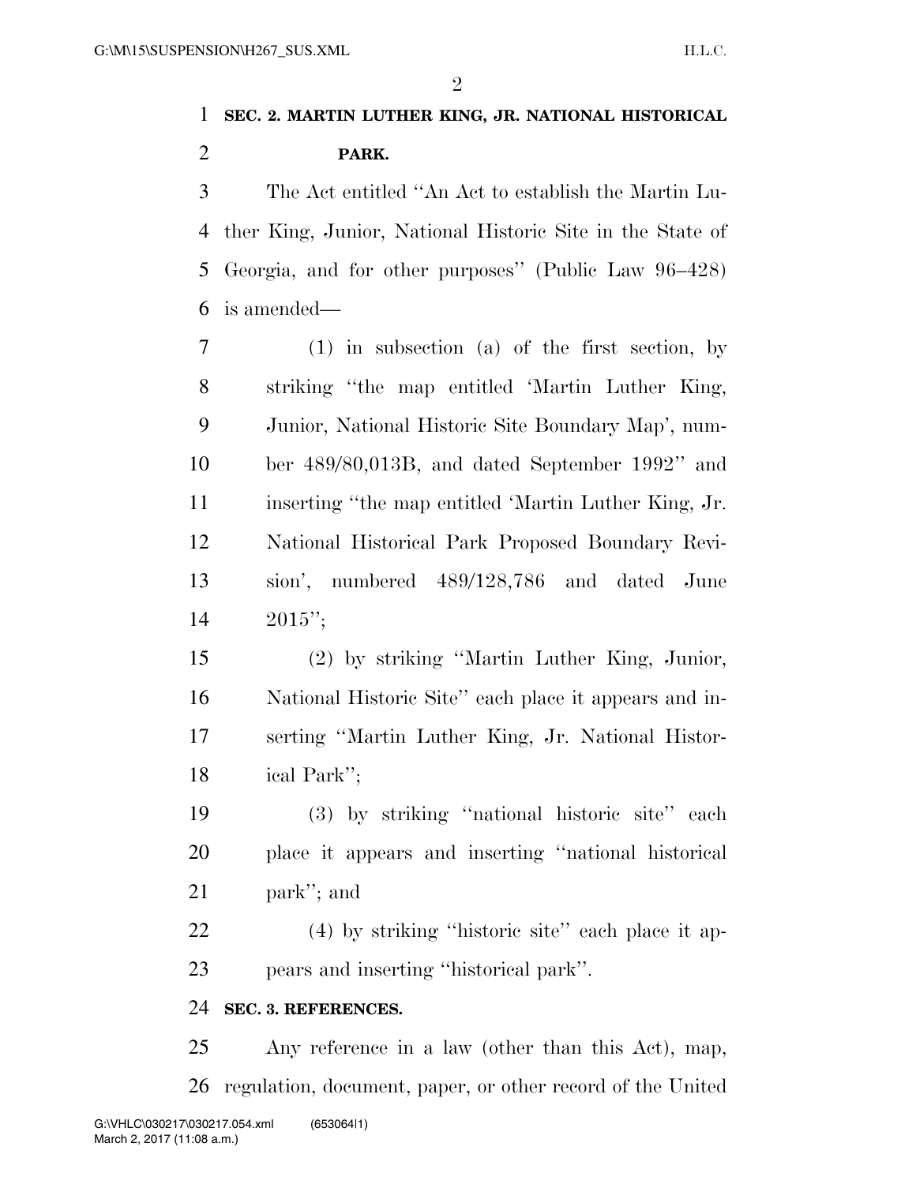**SEC. 2. MARTIN LUTHER KING, JR. NATIONAL HISTORICAL PARK.**

The Act entitled ''An Act to establish the Martin Luther King, Junior, National Historic Site in the State of Georgia, and for other purposes'' (Public Law 96–428) is amended—

(1) in subsection (a) of the first section, by striking ''the map entitled 'Martin Luther King, Junior, National Historic Site Boundary Map', number 489/80,013B, and dated September 1992'' and inserting ''the map entitled 'Martin Luther King, Jr. National Historical Park Proposed Boundary Revision', numbered 489/128,786 and dated June 2015'';

(2) by striking ''Martin Luther King, Junior, National Historic Site'' each place it appears and inserting ''Martin Luther King, Jr. National Historical Park'';

(3) by striking ''national historic site'' each place it appears and inserting ''national historical park''; and

(4) by striking ''historic site'' each place it appears and inserting ''historical park''.

**SEC. 3. REFERENCES.**

Any reference in a law (other than this Act), map, regulation, document, paper, or other record of the United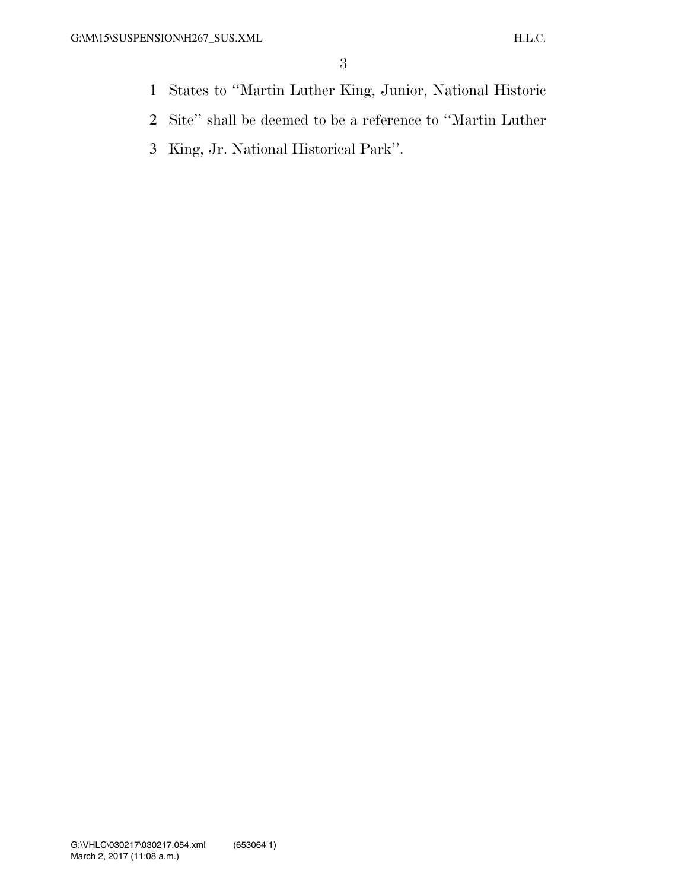States to ''Martin Luther King, Junior, National Historic Site'' shall be deemed to be a reference to ''Martin Luther King, Jr. National Historical Park''.